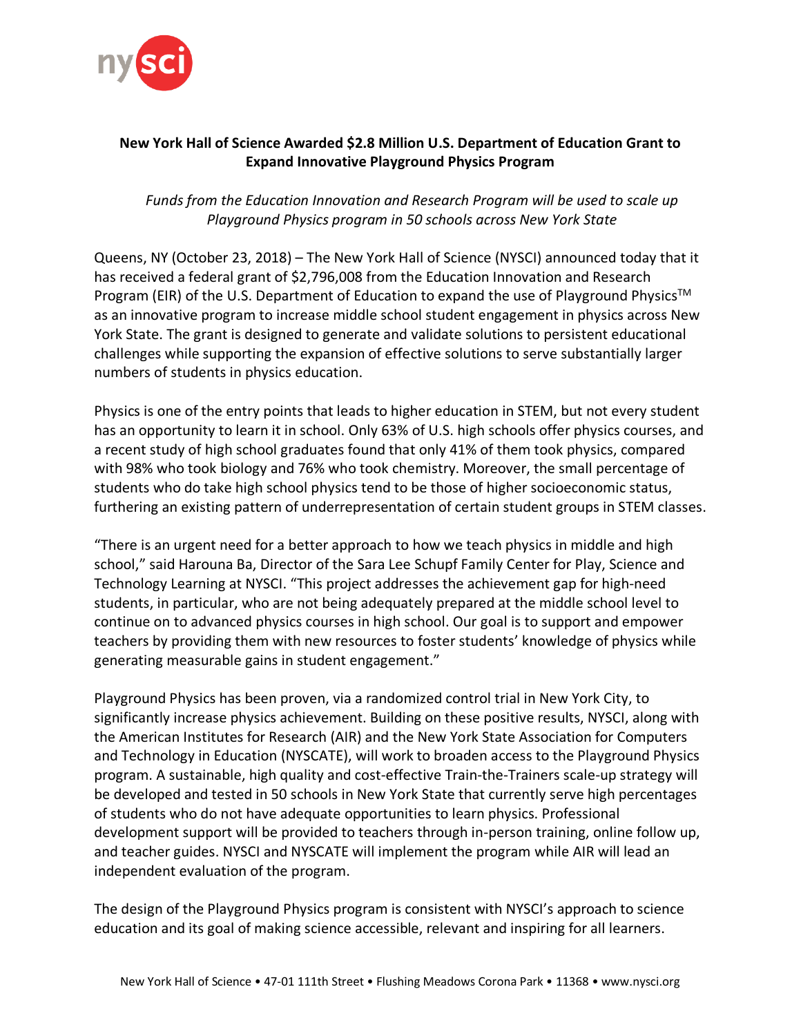# New York Hall of Science Awarded $2.8 Million U.S. Department of Education Grant to Expand Innovative Playground Physics Program

*Funds from the Education Innovation and Research Program will be used to scale up Playground Physics program in 50 schools across New York State*

Queens, NY (October 23, 2018) – The New York Hall of Science (NYSCI) announced today that it has received a federal grant of $2,796,008 from the Education Innovation and Research Program (EIR) of the U.S. Department of Education to expand the use of Playground Physics™ as an innovative program to increase middle school student engagement in physics across New York State. The grant is designed to generate and validate solutions to persistent educational challenges while supporting the expansion of effective solutions to serve substantially larger numbers of students in physics education.

Physics is one of the entry points that leads to higher education in STEM, but not every student has an opportunity to learn it in school. Only 63% of U.S. high schools offer physics courses, and a recent study of high school graduates found that only 41% of them took physics, compared with 98% who took biology and 76% who took chemistry. Moreover, the small percentage of students who do take high school physics tend to be those of higher socioeconomic status, furthering an existing pattern of underrepresentation of certain student groups in STEM classes.

"There is an urgent need for a better approach to how we teach physics in middle and high school," said Harouna Ba, Director of the Sara Lee Schupf Family Center for Play, Science and Technology Learning at NYSCI. "This project addresses the achievement gap for high-need students, in particular, who are not being adequately prepared at the middle school level to continue on to advanced physics courses in high school. Our goal is to support and empower teachers by providing them with new resources to foster students' knowledge of physics while generating measurable gains in student engagement."

Playground Physics has been proven, via a randomized control trial in New York City, to significantly increase physics achievement. Building on these positive results, NYSCI, along with the American Institutes for Research (AIR) and the New York State Association for Computers and Technology in Education (NYSCATE), will work to broaden access to the Playground Physics program. A sustainable, high quality and cost-effective Train-the-Trainers scale-up strategy will be developed and tested in 50 schools in New York State that currently serve high percentages of students who do not have adequate opportunities to learn physics. Professional development support will be provided to teachers through in-person training, online follow up, and teacher guides. NYSCI and NYSCATE will implement the program while AIR will lead an independent evaluation of the program.

The design of the Playground Physics program is consistent with NYSCI's approach to science education and its goal of making science accessible, relevant and inspiring for all learners.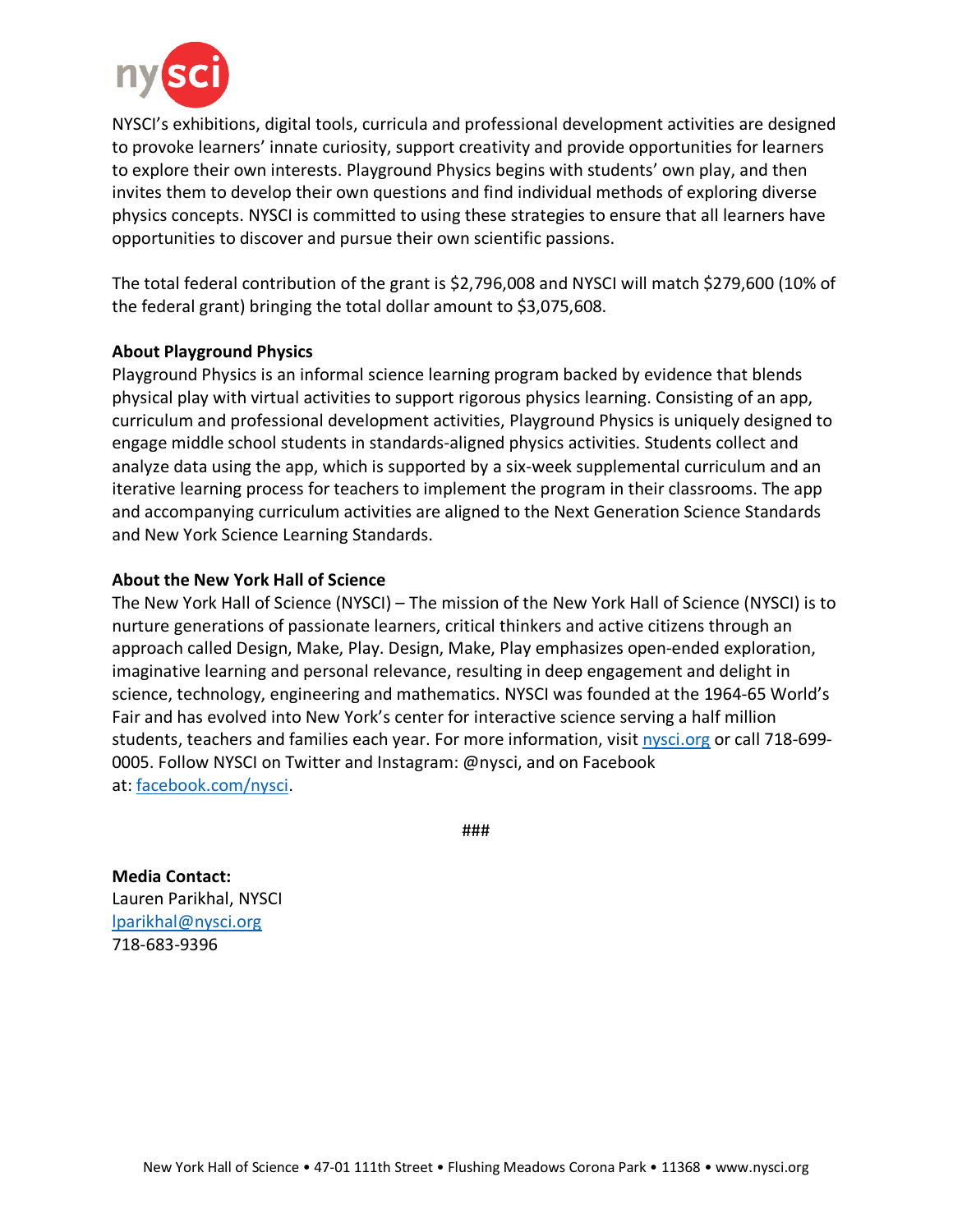NYSCI's exhibitions, digital tools, curricula and professional development activities are designed to provoke learners' innate curiosity, support creativity and provide opportunities for learners to explore their own interests. Playground Physics begins with students' own play, and then invites them to develop their own questions and find individual methods of exploring diverse physics concepts. NYSCI is committed to using these strategies to ensure that all learners have opportunities to discover and pursue their own scientific passions.

The total federal contribution of the grant is $2,796,008 and NYSCI will match $279,600 (10% of the federal grant) bringing the total dollar amount to $3,075,608.

**About Playground Physics**

Playground Physics is an informal science learning program backed by evidence that blends physical play with virtual activities to support rigorous physics learning. Consisting of an app, curriculum and professional development activities, Playground Physics is uniquely designed to engage middle school students in standards-aligned physics activities. Students collect and analyze data using the app, which is supported by a six-week supplemental curriculum and an iterative learning process for teachers to implement the program in their classrooms. The app and accompanying curriculum activities are aligned to the Next Generation Science Standards and New York Science Learning Standards.

**About the New York Hall of Science**

The New York Hall of Science (NYSCI) – The mission of the New York Hall of Science (NYSCI) is to nurture generations of passionate learners, critical thinkers and active citizens through an approach called Design, Make, Play. Design, Make, Play emphasizes open-ended exploration, imaginative learning and personal relevance, resulting in deep engagement and delight in science, technology, engineering and mathematics. NYSCI was founded at the 1964-65 World's Fair and has evolved into New York's center for interactive science serving a half million students, teachers and families each year. For more information, visit [nysci.org](http://nysci.org) or call 718-699-0005. Follow NYSCI on Twitter and Instagram: @nysci, and on Facebook at: [facebook.com/nysci](http://facebook.com/nysci).

###

**Media Contact:**
Lauren Parikhal, NYSCI
[lparikhal@nysci.org](mailto:lparikhal@nysci.org)
718-683-9396